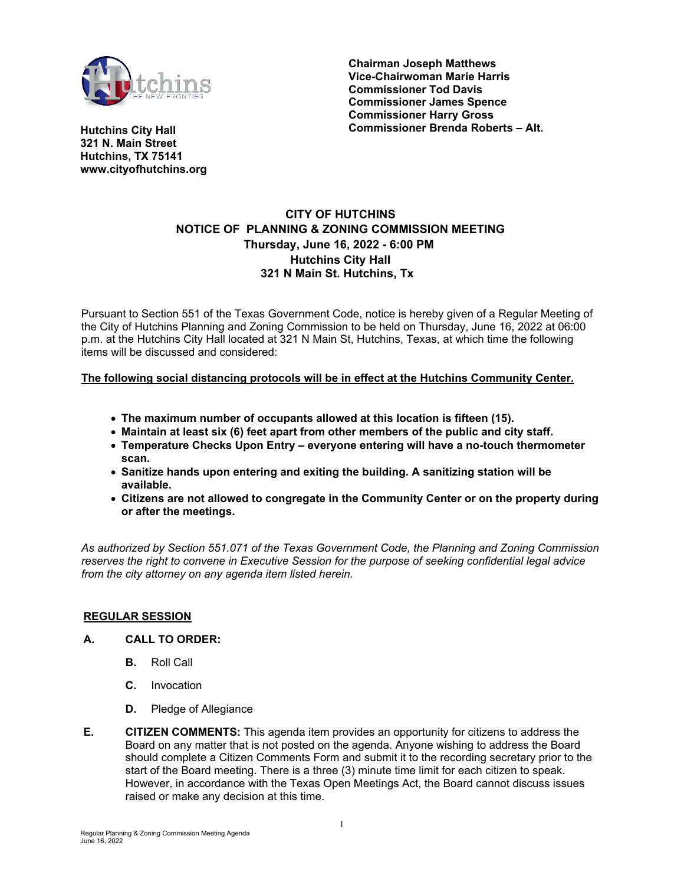**Chairman Joseph Matthews**
**Vice-Chairwoman Marie Harris**
**Commissioner Tod Davis**
**Commissioner James Spence**
**Commissioner Harry Gross**
**Commissioner Brenda Roberts – Alt.**

**Hutchins City Hall**
**321 N. Main Street**
**Hutchins, TX 75141**
**www.cityofhutchins.org**

# CITY OF HUTCHINS
## NOTICE OF PLANNING & ZONING COMMISSION MEETING
### Thursday, June 16, 2022 - 6:00 PM
### Hutchins City Hall
### 321 N Main St. Hutchins, Tx

Pursuant to Section 551 of the Texas Government Code, notice is hereby given of a Regular Meeting of the City of Hutchins Planning and Zoning Commission to be held on Thursday, June 16, 2022 at 06:00 p.m. at the Hutchins City Hall located at 321 N Main St, Hutchins, Texas, at which time the following items will be discussed and considered:

**<u>The following social distancing protocols will be in effect at the Hutchins Community Center.</u>**

- **The maximum number of occupants allowed at this location is fifteen (15).**
- **Maintain at least six (6) feet apart from other members of the public and city staff.**
- **Temperature Checks Upon Entry – everyone entering will have a no-touch thermometer scan.**
- **Sanitize hands upon entering and exiting the building. A sanitizing station will be available.**
- **Citizens are not allowed to congregate in the Community Center or on the property during or after the meetings.**

*As authorized by Section 551.071 of the Texas Government Code, the Planning and Zoning Commission reserves the right to convene in Executive Session for the purpose of seeking confidential legal advice from the city attorney on any agenda item listed herein.*

**<u>REGULAR SESSION</u>**

**A. CALL TO ORDER:**

- **B.** Roll Call
- **C.** Invocation
- **D.** Pledge of Allegiance

**E. CITIZEN COMMENTS:** This agenda item provides an opportunity for citizens to address the Board on any matter that is not posted on the agenda. Anyone wishing to address the Board should complete a Citizen Comments Form and submit it to the recording secretary prior to the start of the Board meeting. There is a three (3) minute time limit for each citizen to speak. However, in accordance with the Texas Open Meetings Act, the Board cannot discuss issues raised or make any decision at this time.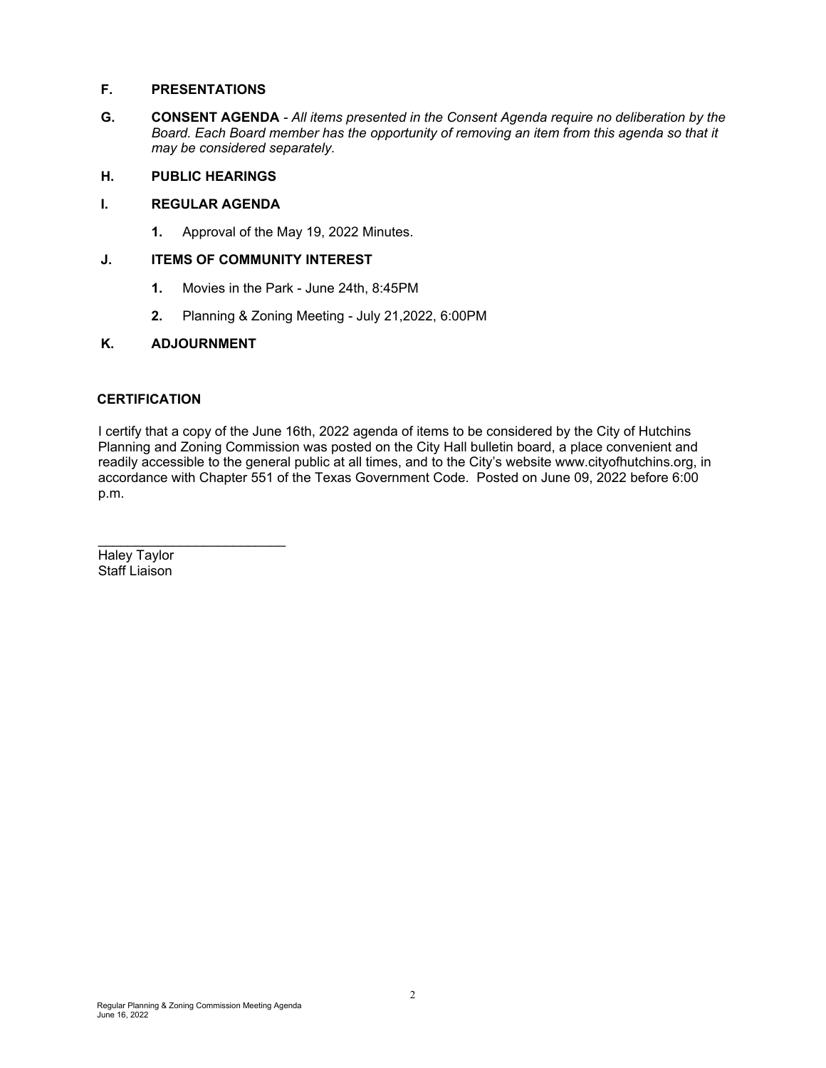**F. PRESENTATIONS**

**G. CONSENT AGENDA** - *All items presented in the Consent Agenda require no deliberation by the Board. Each Board member has the opportunity of removing an item from this agenda so that it may be considered separately.*

**H. PUBLIC HEARINGS**

**I. REGULAR AGENDA**

1. Approval of the May 19, 2022 Minutes.

**J. ITEMS OF COMMUNITY INTEREST**

1. Movies in the Park - June 24th, 8:45PM
2. Planning & Zoning Meeting - July 21,2022, 6:00PM

**K. ADJOURNMENT**

**CERTIFICATION**

I certify that a copy of the June 16th, 2022 agenda of items to be considered by the City of Hutchins Planning and Zoning Commission was posted on the City Hall bulletin board, a place convenient and readily accessible to the general public at all times, and to the City's website www.cityofhutchins.org, in accordance with Chapter 551 of the Texas Government Code. Posted on June 09, 2022 before 6:00 p.m.

\_\_\_\_\_\_\_\_\_\_\_\_\_\_\_\_\_\_\_\_\_\_\_\_\_\_

Haley Taylor
Staff Liaison